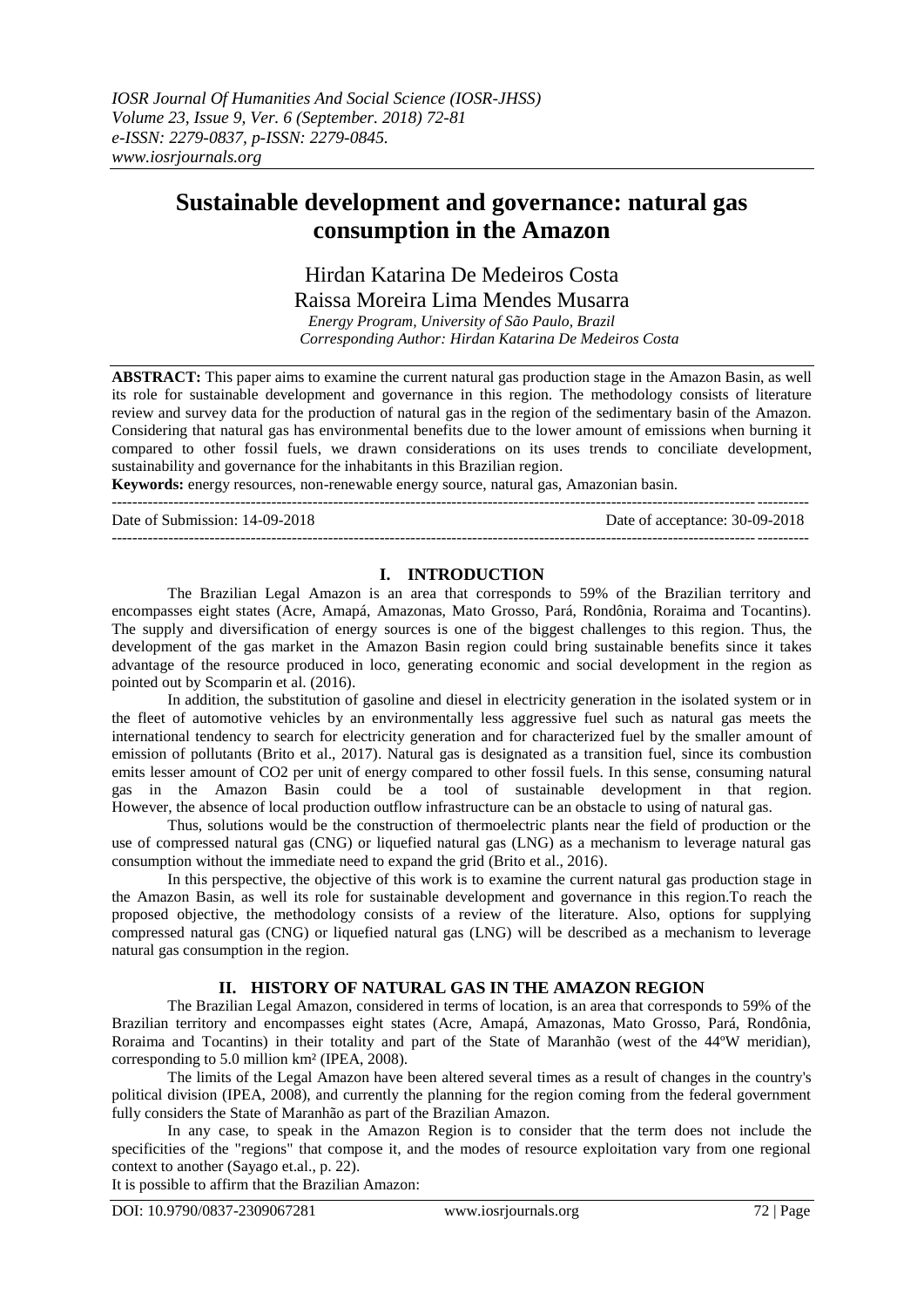# Sustainable development and governance: natural gas consumption in the Amazon

Hirdan Katarina De Medeiros Costa
Raissa Moreira Lima Mendes Musarra

*Energy Program, University of São Paulo, Brazil*
*Corresponding Author: Hirdan Katarina De Medeiros Costa*

**ABSTRACT:** This paper aims to examine the current natural gas production stage in the Amazon Basin, as well its role for sustainable development and governance in this region. The methodology consists of literature review and survey data for the production of natural gas in the region of the sedimentary basin of the Amazon. Considering that natural gas has environmental benefits due to the lower amount of emissions when burning it compared to other fossil fuels, we drawn considerations on its uses trends to conciliate development, sustainability and governance for the inhabitants in this Brazilian region.

**Keywords:** energy resources, non-renewable energy source, natural gas, Amazonian basin.

Date of Submission: 14-09-2018 Date of acceptance: 30-09-2018

## I. INTRODUCTION

The Brazilian Legal Amazon is an area that corresponds to 59% of the Brazilian territory and encompasses eight states (Acre, Amapá, Amazonas, Mato Grosso, Pará, Rondônia, Roraima and Tocantins). The supply and diversification of energy sources is one of the biggest challenges to this region. Thus, the development of the gas market in the Amazon Basin region could bring sustainable benefits since it takes advantage of the resource produced in loco, generating economic and social development in the region as pointed out by Scomparin et al. (2016).

In addition, the substitution of gasoline and diesel in electricity generation in the isolated system or in the fleet of automotive vehicles by an environmentally less aggressive fuel such as natural gas meets the international tendency to search for electricity generation and for characterized fuel by the smaller amount of emission of pollutants (Brito et al., 2017). Natural gas is designated as a transition fuel, since its combustion emits lesser amount of $CO_2$ per unit of energy compared to other fossil fuels. In this sense, consuming natural gas in the Amazon Basin could be a tool of sustainable development in that region. However, the absence of local production outflow infrastructure can be an obstacle to using of natural gas.

Thus, solutions would be the construction of thermoelectric plants near the field of production or the use of compressed natural gas (CNG) or liquefied natural gas (LNG) as a mechanism to leverage natural gas consumption without the immediate need to expand the grid (Brito et al., 2016).

In this perspective, the objective of this work is to examine the current natural gas production stage in the Amazon Basin, as well its role for sustainable development and governance in this region.To reach the proposed objective, the methodology consists of a review of the literature. Also, options for supplying compressed natural gas (CNG) or liquefied natural gas (LNG) will be described as a mechanism to leverage natural gas consumption in the region.

## II. HISTORY OF NATURAL GAS IN THE AMAZON REGION

The Brazilian Legal Amazon, considered in terms of location, is an area that corresponds to 59% of the Brazilian territory and encompasses eight states (Acre, Amapá, Amazonas, Mato Grosso, Pará, Rondônia, Roraima and Tocantins) in their totality and part of the State of Maranhão (west of the 44ºW meridian), corresponding to 5.0 million km² (IPEA, 2008).

The limits of the Legal Amazon have been altered several times as a result of changes in the country's political division (IPEA, 2008), and currently the planning for the region coming from the federal government fully considers the State of Maranhão as part of the Brazilian Amazon.

In any case, to speak in the Amazon Region is to consider that the term does not include the specificities of the "regions" that compose it, and the modes of resource exploitation vary from one regional context to another (Sayago et.al., p. 22).

It is possible to affirm that the Brazilian Amazon: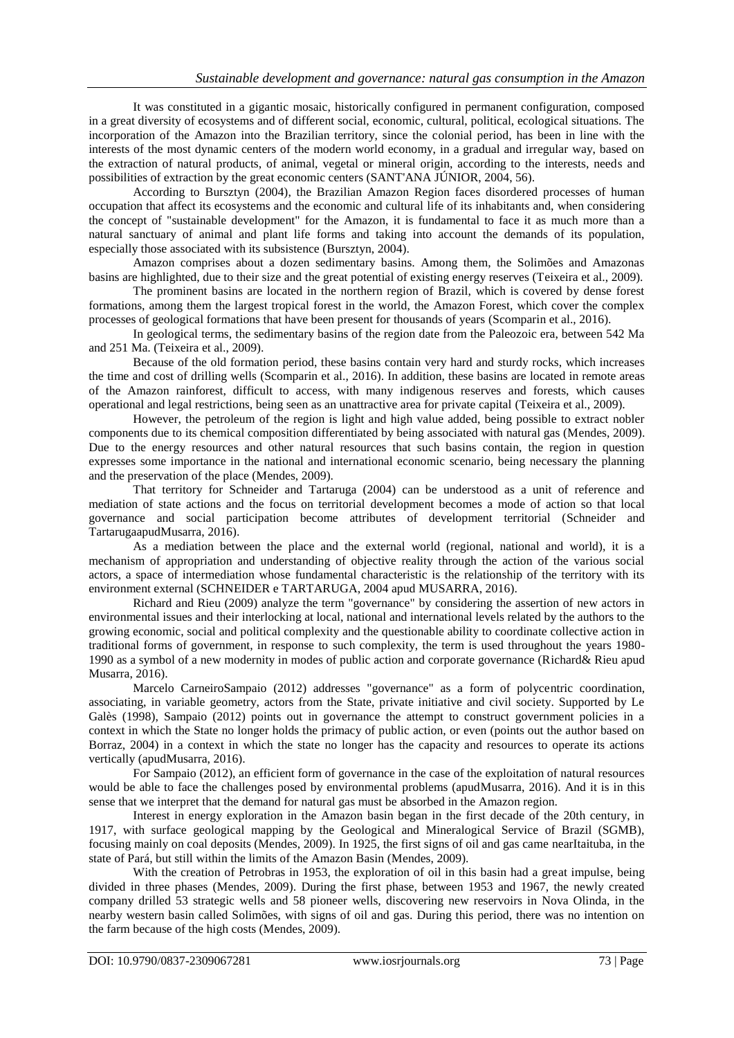It was constituted in a gigantic mosaic, historically configured in permanent configuration, composed in a great diversity of ecosystems and of different social, economic, cultural, political, ecological situations. The incorporation of the Amazon into the Brazilian territory, since the colonial period, has been in line with the interests of the most dynamic centers of the modern world economy, in a gradual and irregular way, based on the extraction of natural products, of animal, vegetal or mineral origin, according to the interests, needs and possibilities of extraction by the great economic centers (SANT'ANA JÚNIOR, 2004, 56).

According to Bursztyn (2004), the Brazilian Amazon Region faces disordered processes of human occupation that affect its ecosystems and the economic and cultural life of its inhabitants and, when considering the concept of "sustainable development" for the Amazon, it is fundamental to face it as much more than a natural sanctuary of animal and plant life forms and taking into account the demands of its population, especially those associated with its subsistence (Bursztyn, 2004).

Amazon comprises about a dozen sedimentary basins. Among them, the Solimões and Amazonas basins are highlighted, due to their size and the great potential of existing energy reserves (Teixeira et al., 2009).

The prominent basins are located in the northern region of Brazil, which is covered by dense forest formations, among them the largest tropical forest in the world, the Amazon Forest, which cover the complex processes of geological formations that have been present for thousands of years (Scomparin et al., 2016).

In geological terms, the sedimentary basins of the region date from the Paleozoic era, between 542 Ma and 251 Ma. (Teixeira et al., 2009).

Because of the old formation period, these basins contain very hard and sturdy rocks, which increases the time and cost of drilling wells (Scomparin et al., 2016). In addition, these basins are located in remote areas of the Amazon rainforest, difficult to access, with many indigenous reserves and forests, which causes operational and legal restrictions, being seen as an unattractive area for private capital (Teixeira et al., 2009).

However, the petroleum of the region is light and high value added, being possible to extract nobler components due to its chemical composition differentiated by being associated with natural gas (Mendes, 2009). Due to the energy resources and other natural resources that such basins contain, the region in question expresses some importance in the national and international economic scenario, being necessary the planning and the preservation of the place (Mendes, 2009).

That territory for Schneider and Tartaruga (2004) can be understood as a unit of reference and mediation of state actions and the focus on territorial development becomes a mode of action so that local governance and social participation become attributes of development territorial (Schneider and TartarugaapudMusarra, 2016).

As a mediation between the place and the external world (regional, national and world), it is a mechanism of appropriation and understanding of objective reality through the action of the various social actors, a space of intermediation whose fundamental characteristic is the relationship of the territory with its environment external (SCHNEIDER e TARTARUGA, 2004 apud MUSARRA, 2016).

Richard and Rieu (2009) analyze the term "governance" by considering the assertion of new actors in environmental issues and their interlocking at local, national and international levels related by the authors to the growing economic, social and political complexity and the questionable ability to coordinate collective action in traditional forms of government, in response to such complexity, the term is used throughout the years 1980-1990 as a symbol of a new modernity in modes of public action and corporate governance (Richard& Rieu apud Musarra, 2016).

Marcelo CarneiroSampaio (2012) addresses "governance" as a form of polycentric coordination, associating, in variable geometry, actors from the State, private initiative and civil society. Supported by Le Galès (1998), Sampaio (2012) points out in governance the attempt to construct government policies in a context in which the State no longer holds the primacy of public action, or even (points out the author based on Borraz, 2004) in a context in which the state no longer has the capacity and resources to operate its actions vertically (apudMusarra, 2016).

For Sampaio (2012), an efficient form of governance in the case of the exploitation of natural resources would be able to face the challenges posed by environmental problems (apudMusarra, 2016). And it is in this sense that we interpret that the demand for natural gas must be absorbed in the Amazon region.

Interest in energy exploration in the Amazon basin began in the first decade of the 20th century, in 1917, with surface geological mapping by the Geological and Mineralogical Service of Brazil (SGMB), focusing mainly on coal deposits (Mendes, 2009). In 1925, the first signs of oil and gas came nearItaituba, in the state of Pará, but still within the limits of the Amazon Basin (Mendes, 2009).

With the creation of Petrobras in 1953, the exploration of oil in this basin had a great impulse, being divided in three phases (Mendes, 2009). During the first phase, between 1953 and 1967, the newly created company drilled 53 strategic wells and 58 pioneer wells, discovering new reservoirs in Nova Olinda, in the nearby western basin called Solimões, with signs of oil and gas. During this period, there was no intention on the farm because of the high costs (Mendes, 2009).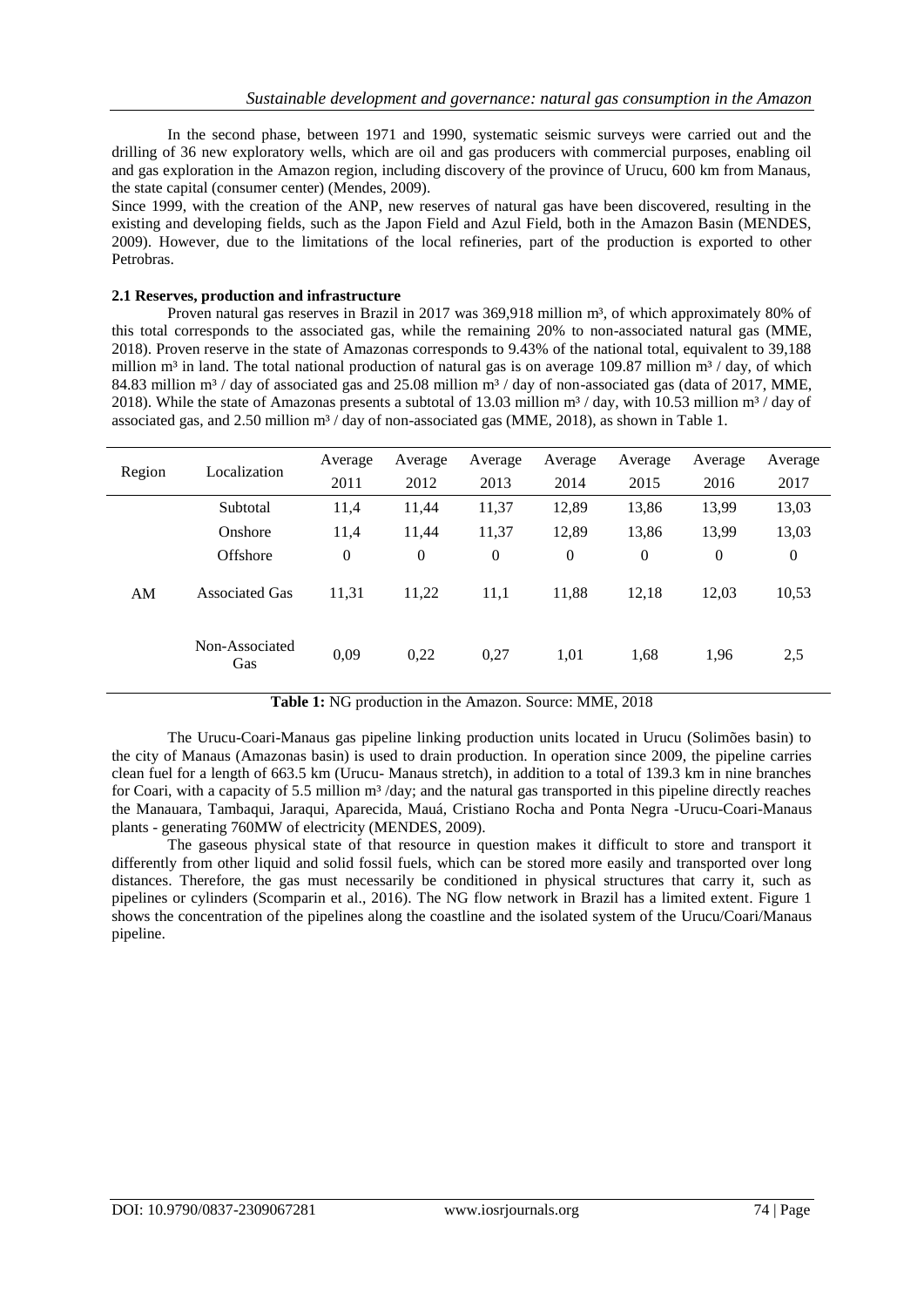In the second phase, between 1971 and 1990, systematic seismic surveys were carried out and the drilling of 36 new exploratory wells, which are oil and gas producers with commercial purposes, enabling oil and gas exploration in the Amazon region, including discovery of the province of Urucu, 600 km from Manaus, the state capital (consumer center) (Mendes, 2009).

Since 1999, with the creation of the ANP, new reserves of natural gas have been discovered, resulting in the existing and developing fields, such as the Japon Field and Azul Field, both in the Amazon Basin (MENDES, 2009). However, due to the limitations of the local refineries, part of the production is exported to other Petrobras.

**2.1 Reserves, production and infrastructure**

Proven natural gas reserves in Brazil in 2017 was 369,918 million m³, of which approximately 80% of this total corresponds to the associated gas, while the remaining 20% to non-associated natural gas (MME, 2018). Proven reserve in the state of Amazonas corresponds to 9.43% of the national total, equivalent to 39,188 million m³ in land. The total national production of natural gas is on average 109.87 million m³ / day, of which 84.83 million m³ / day of associated gas and 25.08 million m³ / day of non-associated gas (data of 2017, MME, 2018). While the state of Amazonas presents a subtotal of 13.03 million m³ / day, with 10.53 million m³ / day of associated gas, and 2.50 million m³ / day of non-associated gas (MME, 2018), as shown in Table 1.

| Region | Localization | Average 2011 | Average 2012 | Average 2013 | Average 2014 | Average 2015 | Average 2016 | Average 2017 |
|---|---|---|---|---|---|---|---|---|
| AM | Subtotal | 11,4 | 11,44 | 11,37 | 12,89 | 13,86 | 13,99 | 13,03 |
| | Onshore | 11,4 | 11,44 | 11,37 | 12,89 | 13,86 | 13,99 | 13,03 |
| | Offshore | 0 | 0 | 0 | 0 | 0 | 0 | 0 |
| | Associated Gas | 11,31 | 11,22 | 11,1 | 11,88 | 12,18 | 12,03 | 10,53 |
| | Non-Associated Gas | 0,09 | 0,22 | 0,27 | 1,01 | 1,68 | 1,96 | 2,5 |

**Table 1:** NG production in the Amazon. Source: MME, 2018

The Urucu-Coari-Manaus gas pipeline linking production units located in Urucu (Solimões basin) to the city of Manaus (Amazonas basin) is used to drain production. In operation since 2009, the pipeline carries clean fuel for a length of 663.5 km (Urucu- Manaus stretch), in addition to a total of 139.3 km in nine branches for Coari, with a capacity of 5.5 million m³ /day; and the natural gas transported in this pipeline directly reaches the Manauara, Tambaqui, Jaraqui, Aparecida, Mauá, Cristiano Rocha and Ponta Negra -Urucu-Coari-Manaus plants - generating 760MW of electricity (MENDES, 2009).

The gaseous physical state of that resource in question makes it difficult to store and transport it differently from other liquid and solid fossil fuels, which can be stored more easily and transported over long distances. Therefore, the gas must necessarily be conditioned in physical structures that carry it, such as pipelines or cylinders (Scomparin et al., 2016). The NG flow network in Brazil has a limited extent. Figure 1 shows the concentration of the pipelines along the coastline and the isolated system of the Urucu/Coari/Manaus pipeline.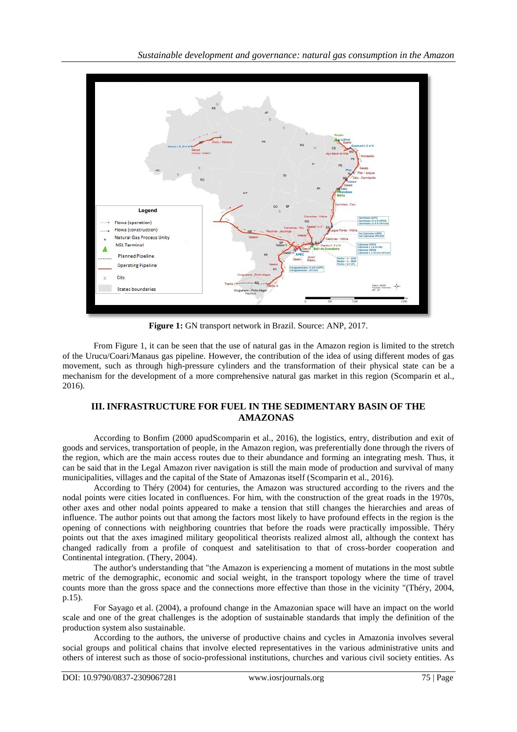**Figure 1:** GN transport network in Brazil. Source: ANP, 2017.

From Figure 1, it can be seen that the use of natural gas in the Amazon region is limited to the stretch of the Urucu/Coari/Manaus gas pipeline. However, the contribution of the idea of using different modes of gas movement, such as through high-pressure cylinders and the transformation of their physical state can be a mechanism for the development of a more comprehensive natural gas market in this region (Scomparin et al., 2016).

## III. INFRASTRUCTURE FOR FUEL IN THE SEDIMENTARY BASIN OF THE AMAZONAS

According to Bonfim (2000 apudScomparin et al., 2016), the logistics, entry, distribution and exit of goods and services, transportation of people, in the Amazon region, was preferentially done through the rivers of the region, which are the main access routes due to their abundance and forming an integrating mesh. Thus, it can be said that in the Legal Amazon river navigation is still the main mode of production and survival of many municipalities, villages and the capital of the State of Amazonas itself (Scomparin et al., 2016).

According to Théry (2004) for centuries, the Amazon was structured according to the rivers and the nodal points were cities located in confluences. For him, with the construction of the great roads in the 1970s, other axes and other nodal points appeared to make a tension that still changes the hierarchies and areas of influence. The author points out that among the factors most likely to have profound effects in the region is the opening of connections with neighboring countries that before the roads were practically impossible. Théry points out that the axes imagined military geopolitical theorists realized almost all, although the context has changed radically from a profile of conquest and satelitisation to that of cross-border cooperation and Continental integration. (Thery, 2004).

The author's understanding that "the Amazon is experiencing a moment of mutations in the most subtle metric of the demographic, economic and social weight, in the transport topology where the time of travel counts more than the gross space and the connections more effective than those in the vicinity "(Théry, 2004, p.15).

For Sayago et al. (2004), a profound change in the Amazonian space will have an impact on the world scale and one of the great challenges is the adoption of sustainable standards that imply the definition of the production system also sustainable.

According to the authors, the universe of productive chains and cycles in Amazonia involves several social groups and political chains that involve elected representatives in the various administrative units and others of interest such as those of socio-professional institutions, churches and various civil society entities. As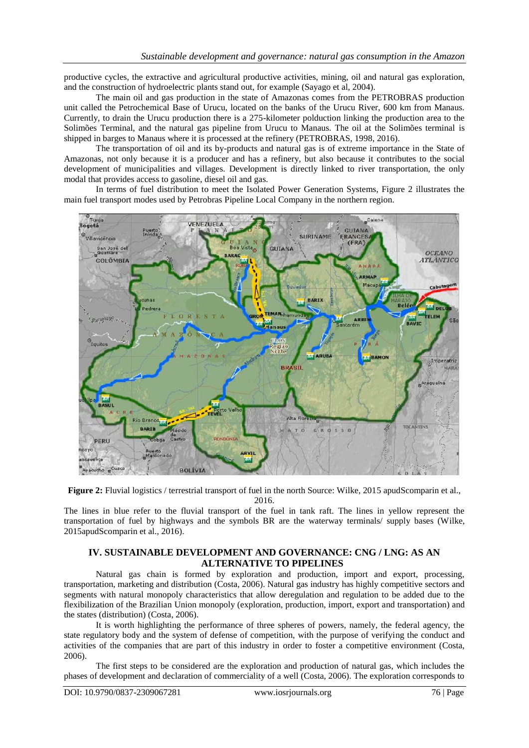productive cycles, the extractive and agricultural productive activities, mining, oil and natural gas exploration, and the construction of hydroelectric plants stand out, for example (Sayago et al, 2004).

The main oil and gas production in the state of Amazonas comes from the PETROBRAS production unit called the Petrochemical Base of Urucu, located on the banks of the Urucu River, 600 km from Manaus. Currently, to drain the Urucu production there is a 275-kilometer polduction linking the production area to the Solimões Terminal, and the natural gas pipeline from Urucu to Manaus. The oil at the Solimões terminal is shipped in barges to Manaus where it is processed at the refinery (PETROBRAS, 1998, 2016).

The transportation of oil and its by-products and natural gas is of extreme importance in the State of Amazonas, not only because it is a producer and has a refinery, but also because it contributes to the social development of municipalities and villages. Development is directly linked to river transportation, the only modal that provides access to gasoline, diesel oil and gas.

In terms of fuel distribution to meet the Isolated Power Generation Systems, Figure 2 illustrates the main fuel transport modes used by Petrobras Pipeline Local Company in the northern region.

**Figure 2:** Fluvial logistics / terrestrial transport of fuel in the north Source: Wilke, 2015 apudScomparin et al., 2016.

The lines in blue refer to the fluvial transport of the fuel in tank raft. The lines in yellow represent the transportation of fuel by highways and the symbols BR are the waterway terminals/ supply bases (Wilke, 2015apudScomparin et al., 2016).

## IV. SUSTAINABLE DEVELOPMENT AND GOVERNANCE: CNG / LNG: AS AN ALTERNATIVE TO PIPELINES

Natural gas chain is formed by exploration and production, import and export, processing, transportation, marketing and distribution (Costa, 2006). Natural gas industry has highly competitive sectors and segments with natural monopoly characteristics that allow deregulation and regulation to be added due to the flexibilization of the Brazilian Union monopoly (exploration, production, import, export and transportation) and the states (distribution) (Costa, 2006).

It is worth highlighting the performance of three spheres of powers, namely, the federal agency, the state regulatory body and the system of defense of competition, with the purpose of verifying the conduct and activities of the companies that are part of this industry in order to foster a competitive environment (Costa, 2006).

The first steps to be considered are the exploration and production of natural gas, which includes the phases of development and declaration of commerciality of a well (Costa, 2006). The exploration corresponds to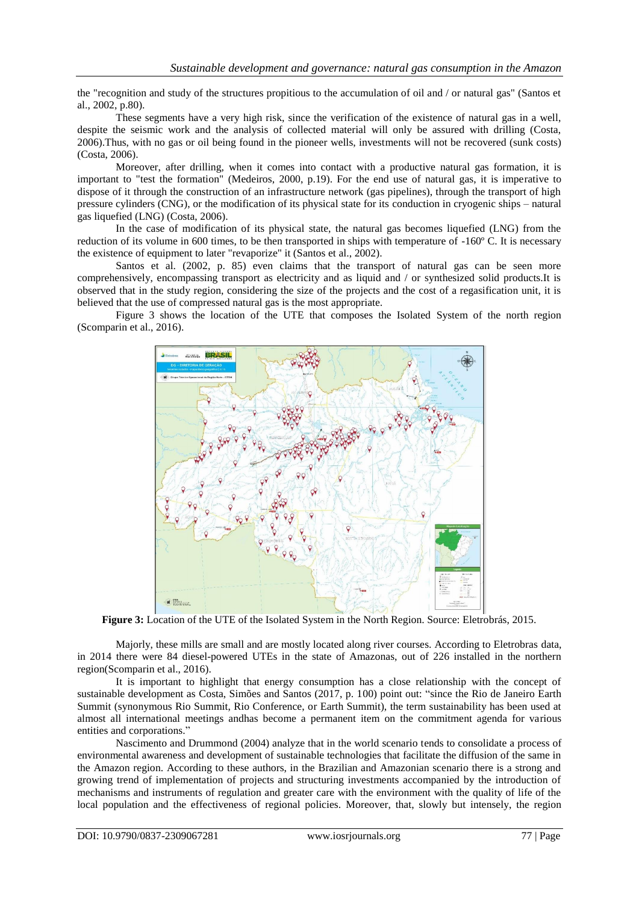the "recognition and study of the structures propitious to the accumulation of oil and / or natural gas" (Santos et al., 2002, p.80).

These segments have a very high risk, since the verification of the existence of natural gas in a well, despite the seismic work and the analysis of collected material will only be assured with drilling (Costa, 2006).Thus, with no gas or oil being found in the pioneer wells, investments will not be recovered (sunk costs) (Costa, 2006).

Moreover, after drilling, when it comes into contact with a productive natural gas formation, it is important to "test the formation" (Medeiros, 2000, p.19). For the end use of natural gas, it is imperative to dispose of it through the construction of an infrastructure network (gas pipelines), through the transport of high pressure cylinders (CNG), or the modification of its physical state for its conduction in cryogenic ships – natural gas liquefied (LNG) (Costa, 2006).

In the case of modification of its physical state, the natural gas becomes liquefied (LNG) from the reduction of its volume in 600 times, to be then transported in ships with temperature of -160º C. It is necessary the existence of equipment to later "revaporize" it (Santos et al., 2002).

Santos et al. (2002, p. 85) even claims that the transport of natural gas can be seen more comprehensively, encompassing transport as electricity and as liquid and / or synthesized solid products.It is observed that in the study region, considering the size of the projects and the cost of a regasification unit, it is believed that the use of compressed natural gas is the most appropriate.

Figure 3 shows the location of the UTE that composes the Isolated System of the north region (Scomparin et al., 2016).

**Figure 3:** Location of the UTE of the Isolated System in the North Region. Source: Eletrobrás, 2015.

Majorly, these mills are small and are mostly located along river courses. According to Eletrobras data, in 2014 there were 84 diesel-powered UTEs in the state of Amazonas, out of 226 installed in the northern region(Scomparin et al., 2016).

It is important to highlight that energy consumption has a close relationship with the concept of sustainable development as Costa, Simões and Santos (2017, p. 100) point out: "since the Rio de Janeiro Earth Summit (synonymous Rio Summit, Rio Conference, or Earth Summit), the term sustainability has been used at almost all international meetings andhas become a permanent item on the commitment agenda for various entities and corporations."

Nascimento and Drummond (2004) analyze that in the world scenario tends to consolidate a process of environmental awareness and development of sustainable technologies that facilitate the diffusion of the same in the Amazon region. According to these authors, in the Brazilian and Amazonian scenario there is a strong and growing trend of implementation of projects and structuring investments accompanied by the introduction of mechanisms and instruments of regulation and greater care with the environment with the quality of life of the local population and the effectiveness of regional policies. Moreover, that, slowly but intensely, the region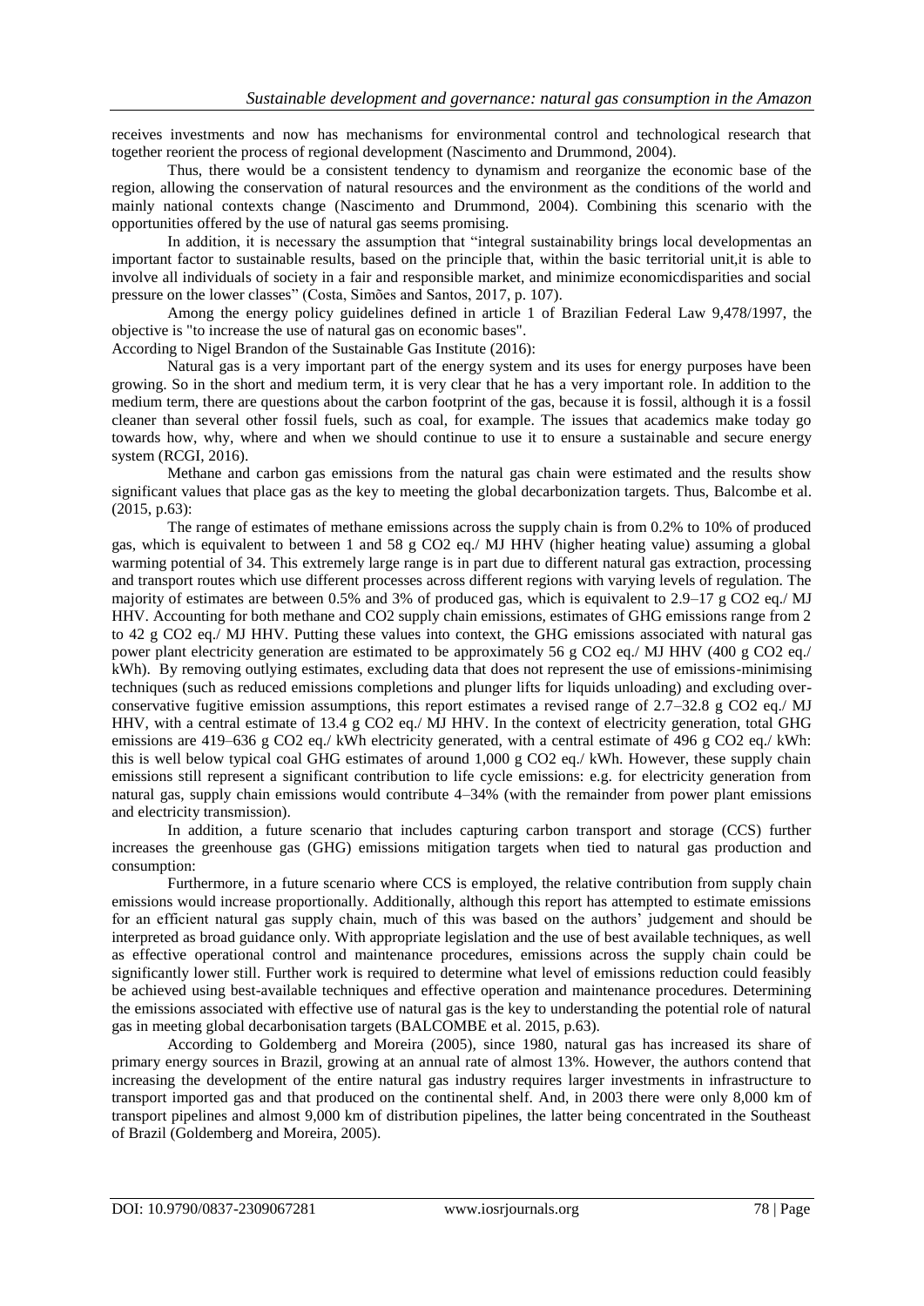receives investments and now has mechanisms for environmental control and technological research that together reorient the process of regional development (Nascimento and Drummond, 2004).

Thus, there would be a consistent tendency to dynamism and reorganize the economic base of the region, allowing the conservation of natural resources and the environment as the conditions of the world and mainly national contexts change (Nascimento and Drummond, 2004). Combining this scenario with the opportunities offered by the use of natural gas seems promising.

In addition, it is necessary the assumption that "integral sustainability brings local developmentas an important factor to sustainable results, based on the principle that, within the basic territorial unit,it is able to involve all individuals of society in a fair and responsible market, and minimize economicdisparities and social pressure on the lower classes" (Costa, Simões and Santos, 2017, p. 107).

Among the energy policy guidelines defined in article 1 of Brazilian Federal Law 9,478/1997, the objective is "to increase the use of natural gas on economic bases".

According to Nigel Brandon of the Sustainable Gas Institute (2016):

Natural gas is a very important part of the energy system and its uses for energy purposes have been growing. So in the short and medium term, it is very clear that he has a very important role. In addition to the medium term, there are questions about the carbon footprint of the gas, because it is fossil, although it is a fossil cleaner than several other fossil fuels, such as coal, for example. The issues that academics make today go towards how, why, where and when we should continue to use it to ensure a sustainable and secure energy system (RCGI, 2016).

Methane and carbon gas emissions from the natural gas chain were estimated and the results show significant values that place gas as the key to meeting the global decarbonization targets. Thus, Balcombe et al. (2015, p.63):

The range of estimates of methane emissions across the supply chain is from 0.2% to 10% of produced gas, which is equivalent to between 1 and 58 g $CO_2$ eq./ MJ HHV (higher heating value) assuming a global warming potential of 34. This extremely large range is in part due to different natural gas extraction, processing and transport routes which use different processes across different regions with varying levels of regulation. The majority of estimates are between 0.5% and 3% of produced gas, which is equivalent to 2.9–17 g $CO_2$ eq./ MJ HHV. Accounting for both methane and $CO_2$ supply chain emissions, estimates of GHG emissions range from 2 to 42 g $CO_2$ eq./ MJ HHV. Putting these values into context, the GHG emissions associated with natural gas power plant electricity generation are estimated to be approximately 56 g $CO_2$ eq./ MJ HHV (400 g $CO_2$ eq./ kWh). By removing outlying estimates, excluding data that does not represent the use of emissions-minimising techniques (such as reduced emissions completions and plunger lifts for liquids unloading) and excluding over-conservative fugitive emission assumptions, this report estimates a revised range of 2.7–32.8 g $CO_2$ eq./ MJ HHV, with a central estimate of 13.4 g $CO_2$ eq./ MJ HHV. In the context of electricity generation, total GHG emissions are 419–636 g $CO_2$ eq./ kWh electricity generated, with a central estimate of 496 g $CO_2$ eq./ kWh: this is well below typical coal GHG estimates of around 1,000 g $CO_2$ eq./ kWh. However, these supply chain emissions still represent a significant contribution to life cycle emissions: e.g. for electricity generation from natural gas, supply chain emissions would contribute 4–34% (with the remainder from power plant emissions and electricity transmission).

In addition, a future scenario that includes capturing carbon transport and storage (CCS) further increases the greenhouse gas (GHG) emissions mitigation targets when tied to natural gas production and consumption:

Furthermore, in a future scenario where CCS is employed, the relative contribution from supply chain emissions would increase proportionally. Additionally, although this report has attempted to estimate emissions for an efficient natural gas supply chain, much of this was based on the authors' judgement and should be interpreted as broad guidance only. With appropriate legislation and the use of best available techniques, as well as effective operational control and maintenance procedures, emissions across the supply chain could be significantly lower still. Further work is required to determine what level of emissions reduction could feasibly be achieved using best-available techniques and effective operation and maintenance procedures. Determining the emissions associated with effective use of natural gas is the key to understanding the potential role of natural gas in meeting global decarbonisation targets (BALCOMBE et al. 2015, p.63).

According to Goldemberg and Moreira (2005), since 1980, natural gas has increased its share of primary energy sources in Brazil, growing at an annual rate of almost 13%. However, the authors contend that increasing the development of the entire natural gas industry requires larger investments in infrastructure to transport imported gas and that produced on the continental shelf. And, in 2003 there were only 8,000 km of transport pipelines and almost 9,000 km of distribution pipelines, the latter being concentrated in the Southeast of Brazil (Goldemberg and Moreira, 2005).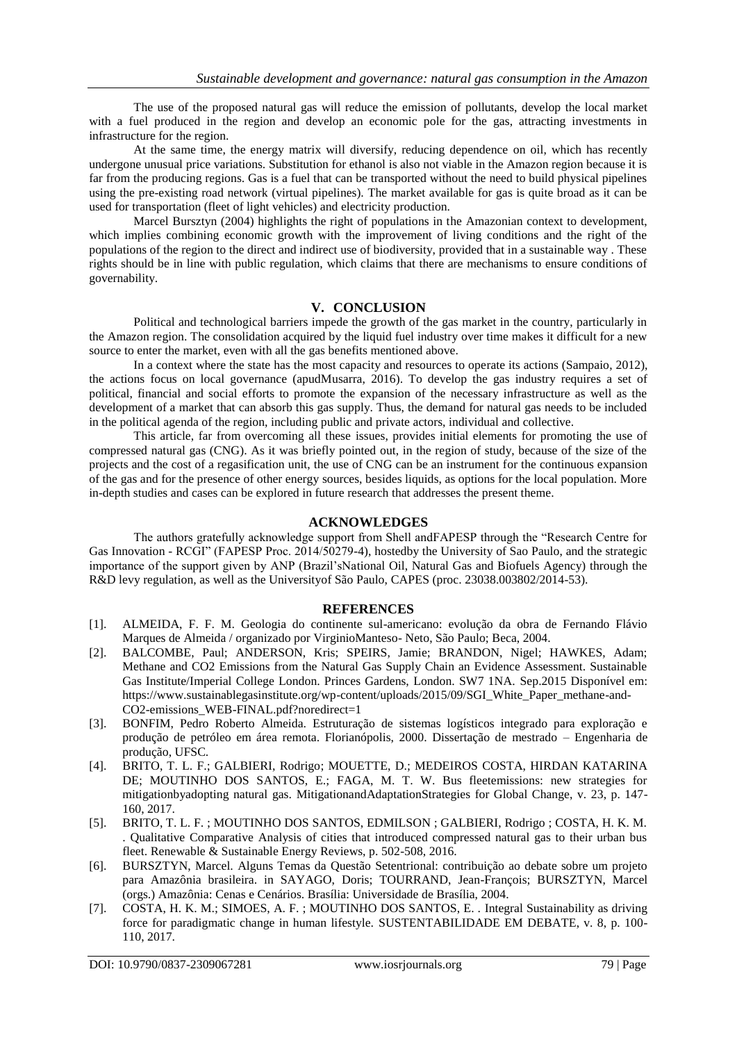The use of the proposed natural gas will reduce the emission of pollutants, develop the local market with a fuel produced in the region and develop an economic pole for the gas, attracting investments in infrastructure for the region.

At the same time, the energy matrix will diversify, reducing dependence on oil, which has recently undergone unusual price variations. Substitution for ethanol is also not viable in the Amazon region because it is far from the producing regions. Gas is a fuel that can be transported without the need to build physical pipelines using the pre-existing road network (virtual pipelines). The market available for gas is quite broad as it can be used for transportation (fleet of light vehicles) and electricity production.

Marcel Bursztyn (2004) highlights the right of populations in the Amazonian context to development, which implies combining economic growth with the improvement of living conditions and the right of the populations of the region to the direct and indirect use of biodiversity, provided that in a sustainable way . These rights should be in line with public regulation, which claims that there are mechanisms to ensure conditions of governability.

## V. CONCLUSION

Political and technological barriers impede the growth of the gas market in the country, particularly in the Amazon region. The consolidation acquired by the liquid fuel industry over time makes it difficult for a new source to enter the market, even with all the gas benefits mentioned above.

In a context where the state has the most capacity and resources to operate its actions (Sampaio, 2012), the actions focus on local governance (apudMusarra, 2016). To develop the gas industry requires a set of political, financial and social efforts to promote the expansion of the necessary infrastructure as well as the development of a market that can absorb this gas supply. Thus, the demand for natural gas needs to be included in the political agenda of the region, including public and private actors, individual and collective.

This article, far from overcoming all these issues, provides initial elements for promoting the use of compressed natural gas (CNG). As it was briefly pointed out, in the region of study, because of the size of the projects and the cost of a regasification unit, the use of CNG can be an instrument for the continuous expansion of the gas and for the presence of other energy sources, besides liquids, as options for the local population. More in-depth studies and cases can be explored in future research that addresses the present theme.

## ACKNOWLEDGES

The authors gratefully acknowledge support from Shell andFAPESP through the "Research Centre for Gas Innovation - RCGI" (FAPESP Proc. 2014/50279-4), hostedby the University of Sao Paulo, and the strategic importance of the support given by ANP (Brazil'sNational Oil, Natural Gas and Biofuels Agency) through the R&D levy regulation, as well as the Universityof São Paulo, CAPES (proc. 23038.003802/2014-53).

## REFERENCES

[1]. ALMEIDA, F. F. M. Geologia do continente sul-americano: evolução da obra de Fernando Flávio Marques de Almeida / organizado por VirginioManteso- Neto, São Paulo; Beca, 2004.

[2]. BALCOMBE, Paul; ANDERSON, Kris; SPEIRS, Jamie; BRANDON, Nigel; HAWKES, Adam; Methane and CO2 Emissions from the Natural Gas Supply Chain an Evidence Assessment. Sustainable Gas Institute/Imperial College London. Princes Gardens, London. SW7 1NA. Sep.2015 Disponível em: https://www.sustainablegasinstitute.org/wp-content/uploads/2015/09/SGI_White_Paper_methane-and-CO2-emissions_WEB-FINAL.pdf?noredirect=1

[3]. BONFIM, Pedro Roberto Almeida. Estruturação de sistemas logísticos integrado para exploração e produção de petróleo em área remota. Florianópolis, 2000. Dissertação de mestrado – Engenharia de produção, UFSC.

[4]. BRITO, T. L. F.; GALBIERI, Rodrigo; MOUETTE, D.; MEDEIROS COSTA, HIRDAN KATARINA DE; MOUTINHO DOS SANTOS, E.; FAGA, M. T. W. Bus fleetemissions: new strategies for mitigationbyadopting natural gas. MitigationandAdaptationStrategies for Global Change, v. 23, p. 147-160, 2017.

[5]. BRITO, T. L. F. ; MOUTINHO DOS SANTOS, EDMILSON ; GALBIERI, Rodrigo ; COSTA, H. K. M. . Qualitative Comparative Analysis of cities that introduced compressed natural gas to their urban bus fleet. Renewable & Sustainable Energy Reviews, p. 502-508, 2016.

[6]. BURSZTYN, Marcel. Alguns Temas da Questão Setentrional: contribuição ao debate sobre um projeto para Amazônia brasileira. in SAYAGO, Doris; TOURRAND, Jean-François; BURSZTYN, Marcel (orgs.) Amazônia: Cenas e Cenários. Brasília: Universidade de Brasília, 2004.

[7]. COSTA, H. K. M.; SIMOES, A. F. ; MOUTINHO DOS SANTOS, E. . Integral Sustainability as driving force for paradigmatic change in human lifestyle. SUSTENTABILIDADE EM DEBATE, v. 8, p. 100-110, 2017.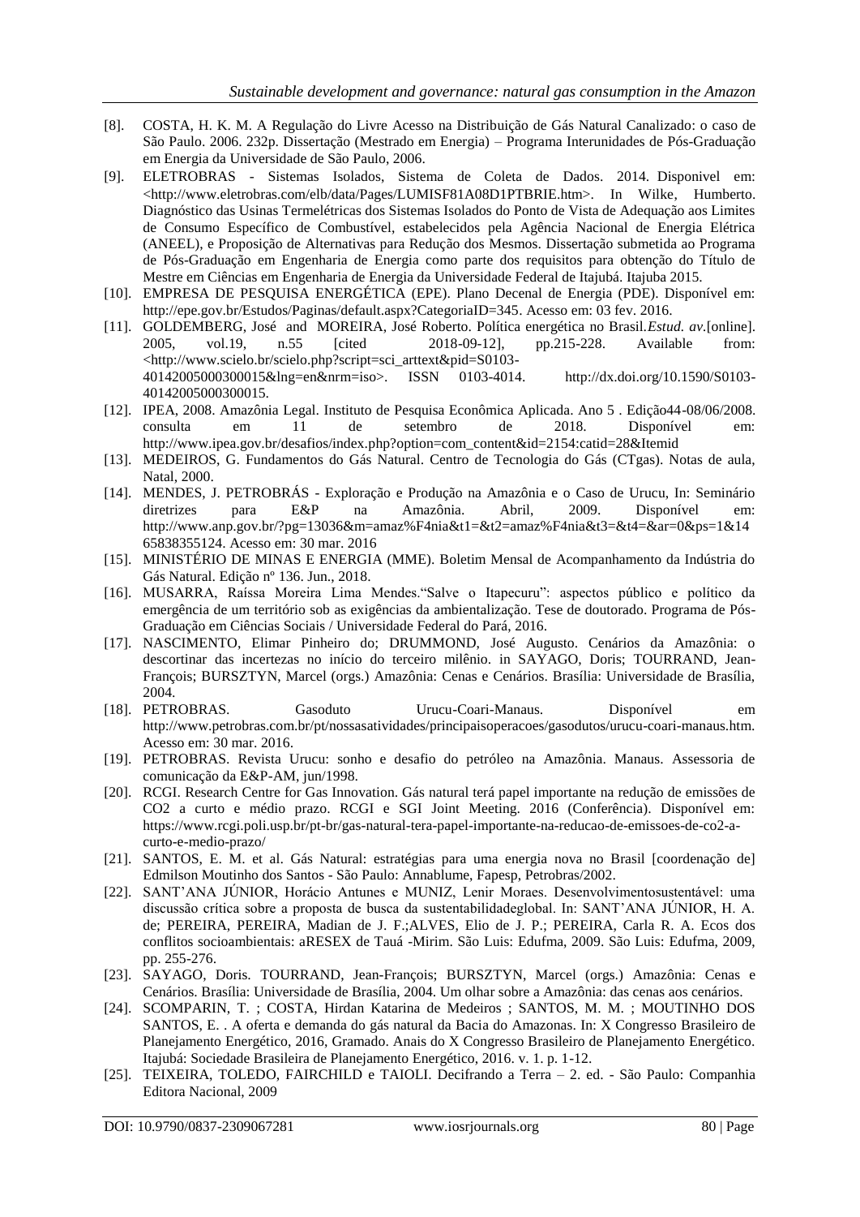[8]. COSTA, H. K. M. A Regulação do Livre Acesso na Distribuição de Gás Natural Canalizado: o caso de São Paulo. 2006. 232p. Dissertação (Mestrado em Energia) – Programa Interunidades de Pós-Graduação em Energia da Universidade de São Paulo, 2006.

[9]. ELETROBRAS - Sistemas Isolados, Sistema de Coleta de Dados. 2014. Disponivel em: <http://www.eletrobras.com/elb/data/Pages/LUMISF81A08D1PTBRIE.htm>. In Wilke, Humberto. Diagnóstico das Usinas Termelétricas dos Sistemas Isolados do Ponto de Vista de Adequação aos Limites de Consumo Específico de Combustível, estabelecidos pela Agência Nacional de Energia Elétrica (ANEEL), e Proposição de Alternativas para Redução dos Mesmos. Dissertação submetida ao Programa de Pós-Graduação em Engenharia de Energia como parte dos requisitos para obtenção do Título de Mestre em Ciências em Engenharia de Energia da Universidade Federal de Itajubá. Itajuba 2015.

[10]. EMPRESA DE PESQUISA ENERGÉTICA (EPE). Plano Decenal de Energia (PDE). Disponível em: http://epe.gov.br/Estudos/Paginas/default.aspx?CategoriaID=345. Acesso em: 03 fev. 2016.

[11]. GOLDEMBERG, José and MOREIRA, José Roberto. Política energética no Brasil.*Estud. av.*[online]. 2005, vol.19, n.55 [cited 2018-09-12], pp.215-228. Available from: <http://www.scielo.br/scielo.php?script=sci_arttext&pid=S0103-40142005000300015&lng=en&nrm=iso>. ISSN 0103-4014. http://dx.doi.org/10.1590/S0103-40142005000300015.

[12]. IPEA, 2008. Amazônia Legal. Instituto de Pesquisa Econômica Aplicada. Ano 5 . Edição44-08/06/2008. consulta em 11 de setembro de 2018. Disponível em: http://www.ipea.gov.br/desafios/index.php?option=com_content&id=2154:catid=28&Itemid

[13]. MEDEIROS, G. Fundamentos do Gás Natural. Centro de Tecnologia do Gás (CTgas). Notas de aula, Natal, 2000.

[14]. MENDES, J. PETROBRÁS - Exploração e Produção na Amazônia e o Caso de Urucu, In: Seminário diretrizes para E&P na Amazônia. Abril, 2009. Disponível em: http://www.anp.gov.br/?pg=13036&m=amaz%F4nia&t1=&t2=amaz%F4nia&t3=&t4=&ar=0&ps=1&1465838355124. Acesso em: 30 mar. 2016

[15]. MINISTÉRIO DE MINAS E ENERGIA (MME). Boletim Mensal de Acompanhamento da Indústria do Gás Natural. Edição nº 136. Jun., 2018.

[16]. MUSARRA, Raíssa Moreira Lima Mendes."Salve o Itapecuru": aspectos público e político da emergência de um território sob as exigências da ambientalização. Tese de doutorado. Programa de Pós-Graduação em Ciências Sociais / Universidade Federal do Pará, 2016.

[17]. NASCIMENTO, Elimar Pinheiro do; DRUMMOND, José Augusto. Cenários da Amazônia: o descortinar das incertezas no início do terceiro milênio. in SAYAGO, Doris; TOURRAND, Jean-François; BURSZTYN, Marcel (orgs.) Amazônia: Cenas e Cenários. Brasília: Universidade de Brasília, 2004.

[18]. PETROBRAS. Gasoduto Urucu-Coari-Manaus. Disponível em http://www.petrobras.com.br/pt/nossasatividades/principaisoperacoes/gasodutos/urucu-coari-manaus.htm. Acesso em: 30 mar. 2016.

[19]. PETROBRAS. Revista Urucu: sonho e desafio do petróleo na Amazônia. Manaus. Assessoria de comunicação da E&P-AM, jun/1998.

[20]. RCGI. Research Centre for Gas Innovation. Gás natural terá papel importante na redução de emissões de CO2 a curto e médio prazo. RCGI e SGI Joint Meeting. 2016 (Conferência). Disponível em: https://www.rcgi.poli.usp.br/pt-br/gas-natural-tera-papel-importante-na-reducao-de-emissoes-de-co2-a-curto-e-medio-prazo/

[21]. SANTOS, E. M. et al. Gás Natural: estratégias para uma energia nova no Brasil [coordenação de] Edmilson Moutinho dos Santos - São Paulo: Annablume, Fapesp, Petrobras/2002.

[22]. SANT'ANA JÚNIOR, Horácio Antunes e MUNIZ, Lenir Moraes. Desenvolvimentosustentável: uma discussão crítica sobre a proposta de busca da sustentabilidadeglobal. In: SANT'ANA JÚNIOR, H. A. de; PEREIRA, PEREIRA, Madian de J. F.;ALVES, Elio de J. P.; PEREIRA, Carla R. A. Ecos dos conflitos socioambientais: aRESEX de Tauá -Mirim. São Luis: Edufma, 2009. São Luis: Edufma, 2009, pp. 255-276.

[23]. SAYAGO, Doris. TOURRAND, Jean-François; BURSZTYN, Marcel (orgs.) Amazônia: Cenas e Cenários. Brasília: Universidade de Brasília, 2004. Um olhar sobre a Amazônia: das cenas aos cenários.

[24]. SCOMPARIN, T. ; COSTA, Hirdan Katarina de Medeiros ; SANTOS, M. M. ; MOUTINHO DOS SANTOS, E. . A oferta e demanda do gás natural da Bacia do Amazonas. In: X Congresso Brasileiro de Planejamento Energético, 2016, Gramado. Anais do X Congresso Brasileiro de Planejamento Energético. Itajubá: Sociedade Brasileira de Planejamento Energético, 2016. v. 1. p. 1-12.

[25]. TEIXEIRA, TOLEDO, FAIRCHILD e TAIOLI. Decifrando a Terra – 2. ed. - São Paulo: Companhia Editora Nacional, 2009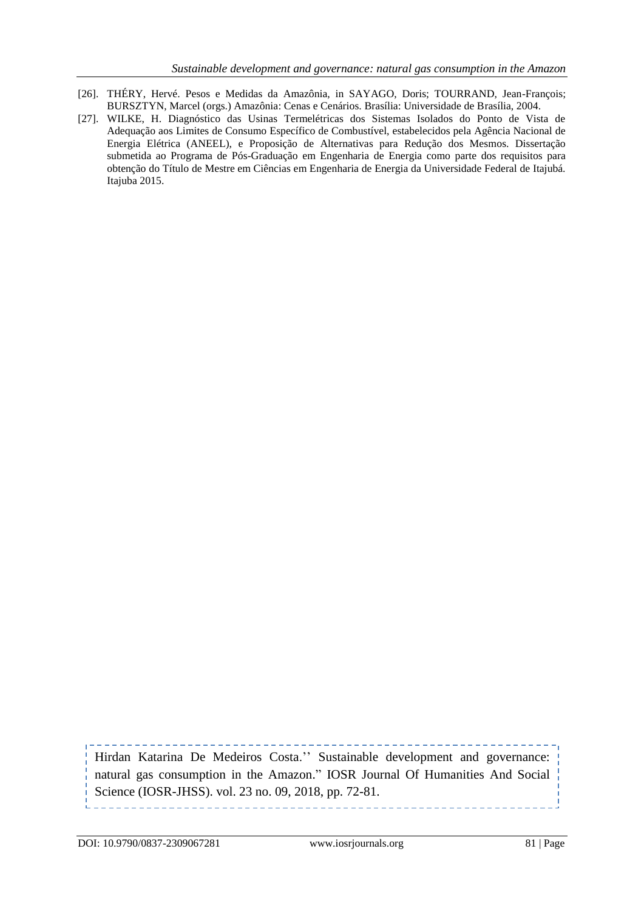[26]. THÉRY, Hervé. Pesos e Medidas da Amazônia, in SAYAGO, Doris; TOURRAND, Jean-François; BURSZTYN, Marcel (orgs.) Amazônia: Cenas e Cenários. Brasília: Universidade de Brasília, 2004.

[27]. WILKE, H. Diagnóstico das Usinas Termelétricas dos Sistemas Isolados do Ponto de Vista de Adequação aos Limites de Consumo Específico de Combustível, estabelecidos pela Agência Nacional de Energia Elétrica (ANEEL), e Proposição de Alternativas para Redução dos Mesmos. Dissertação submetida ao Programa de Pós-Graduação em Engenharia de Energia como parte dos requisitos para obtenção do Título de Mestre em Ciências em Engenharia de Energia da Universidade Federal de Itajubá. Itajuba 2015.

Hirdan Katarina De Medeiros Costa.'' Sustainable development and governance: natural gas consumption in the Amazon." IOSR Journal Of Humanities And Social Science (IOSR-JHSS). vol. 23 no. 09, 2018, pp. 72-81.